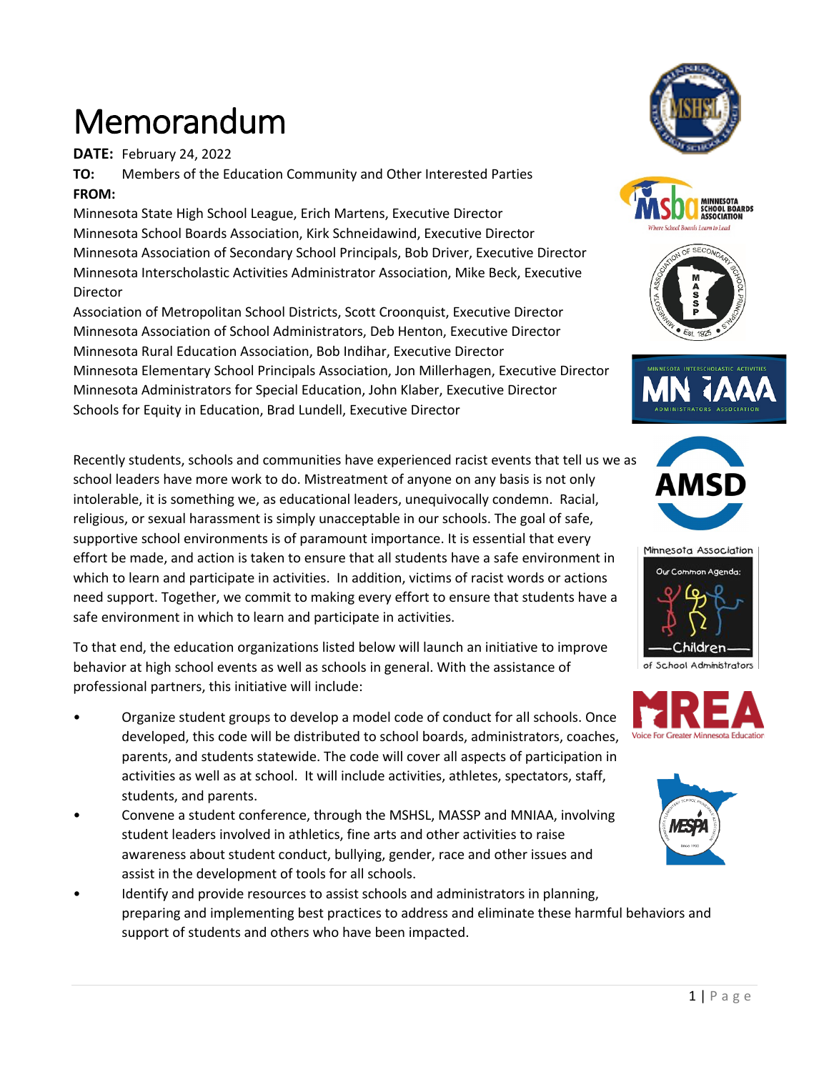# Memorandum

**DATE:** February 24, 2022

**TO:** Members of the Education Community and Other Interested Parties

**FROM:**

Minnesota State High School League, Erich Martens, Executive Director
Minnesota School Boards Association, Kirk Schneidawind, Executive Director
Minnesota Association of Secondary School Principals, Bob Driver, Executive Director
Minnesota Interscholastic Activities Administrator Association, Mike Beck, Executive Director
Association of Metropolitan School Districts, Scott Croonquist, Executive Director
Minnesota Association of School Administrators, Deb Henton, Executive Director
Minnesota Rural Education Association, Bob Indihar, Executive Director
Minnesota Elementary School Principals Association, Jon Millerhagen, Executive Director
Minnesota Administrators for Special Education, John Klaber, Executive Director
Schools for Equity in Education, Brad Lundell, Executive Director

Recently students, schools and communities have experienced racist events that tell us we as school leaders have more work to do. Mistreatment of anyone on any basis is not only intolerable, it is something we, as educational leaders, unequivocally condemn. Racial, religious, or sexual harassment is simply unacceptable in our schools. The goal of safe, supportive school environments is of paramount importance. It is essential that every effort be made, and action is taken to ensure that all students have a safe environment in which to learn and participate in activities. In addition, victims of racist words or actions need support. Together, we commit to making every effort to ensure that students have a safe environment in which to learn and participate in activities.

To that end, the education organizations listed below will launch an initiative to improve behavior at high school events as well as schools in general. With the assistance of professional partners, this initiative will include:

- Organize student groups to develop a model code of conduct for all schools. Once developed, this code will be distributed to school boards, administrators, coaches, parents, and students statewide. The code will cover all aspects of participation in activities as well as at school. It will include activities, athletes, spectators, staff, students, and parents.
- Convene a student conference, through the MSHSL, MASSP and MNIAA, involving student leaders involved in athletics, fine arts and other activities to raise awareness about student conduct, bullying, gender, race and other issues and assist in the development of tools for all schools.
- Identify and provide resources to assist schools and administrators in planning, preparing and implementing best practices to address and eliminate these harmful behaviors and support of students and others who have been impacted.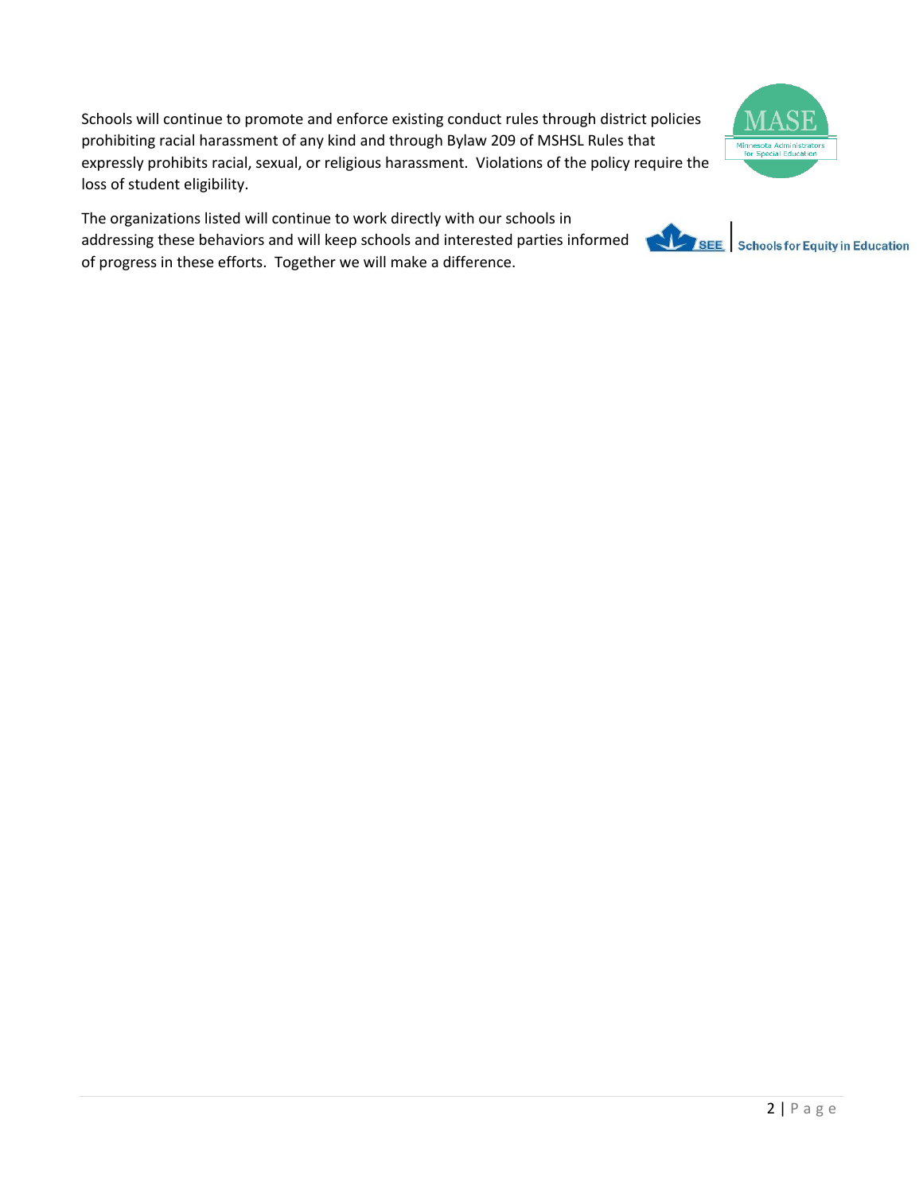Schools will continue to promote and enforce existing conduct rules through district policies prohibiting racial harassment of any kind and through Bylaw 209 of MSHSL Rules that expressly prohibits racial, sexual, or religious harassment. Violations of the policy require the loss of student eligibility.

The organizations listed will continue to work directly with our schools in addressing these behaviors and will keep schools and interested parties informed of progress in these efforts. Together we will make a difference.